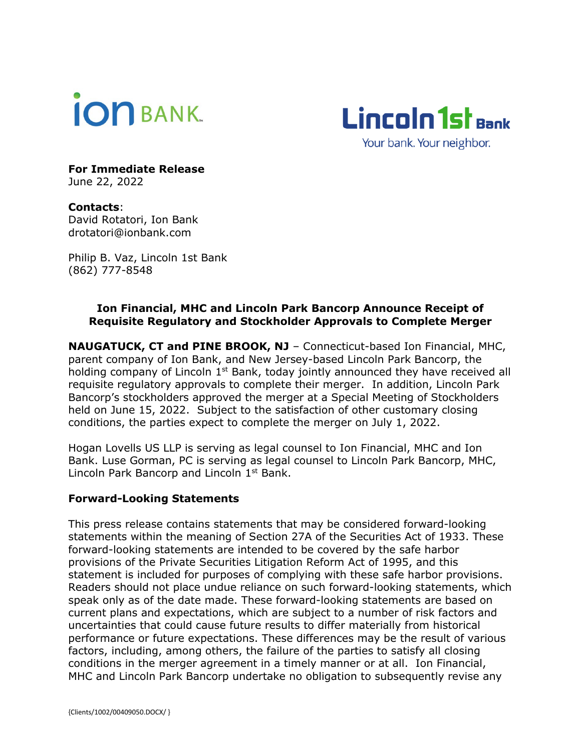ion BANK

Lincoln 1st Bank
Your bank. Your neighbor.

**For Immediate Release**
June 22, 2022

**Contacts**:
David Rotatori, Ion Bank
drotatori@ionbank.com

Philip B. Vaz, Lincoln 1st Bank
(862) 777-8548

**Ion Financial, MHC and Lincoln Park Bancorp Announce Receipt of Requisite Regulatory and Stockholder Approvals to Complete Merger**

**NAUGATUCK, CT and PINE BROOK, NJ** – Connecticut-based Ion Financial, MHC, parent company of Ion Bank, and New Jersey-based Lincoln Park Bancorp, the holding company of Lincoln 1st Bank, today jointly announced they have received all requisite regulatory approvals to complete their merger. In addition, Lincoln Park Bancorp's stockholders approved the merger at a Special Meeting of Stockholders held on June 15, 2022. Subject to the satisfaction of other customary closing conditions, the parties expect to complete the merger on July 1, 2022.

Hogan Lovells US LLP is serving as legal counsel to Ion Financial, MHC and Ion Bank. Luse Gorman, PC is serving as legal counsel to Lincoln Park Bancorp, MHC, Lincoln Park Bancorp and Lincoln 1st Bank.

**Forward-Looking Statements**

This press release contains statements that may be considered forward-looking statements within the meaning of Section 27A of the Securities Act of 1933. These forward-looking statements are intended to be covered by the safe harbor provisions of the Private Securities Litigation Reform Act of 1995, and this statement is included for purposes of complying with these safe harbor provisions. Readers should not place undue reliance on such forward-looking statements, which speak only as of the date made. These forward-looking statements are based on current plans and expectations, which are subject to a number of risk factors and uncertainties that could cause future results to differ materially from historical performance or future expectations. These differences may be the result of various factors, including, among others, the failure of the parties to satisfy all closing conditions in the merger agreement in a timely manner or at all. Ion Financial, MHC and Lincoln Park Bancorp undertake no obligation to subsequently revise any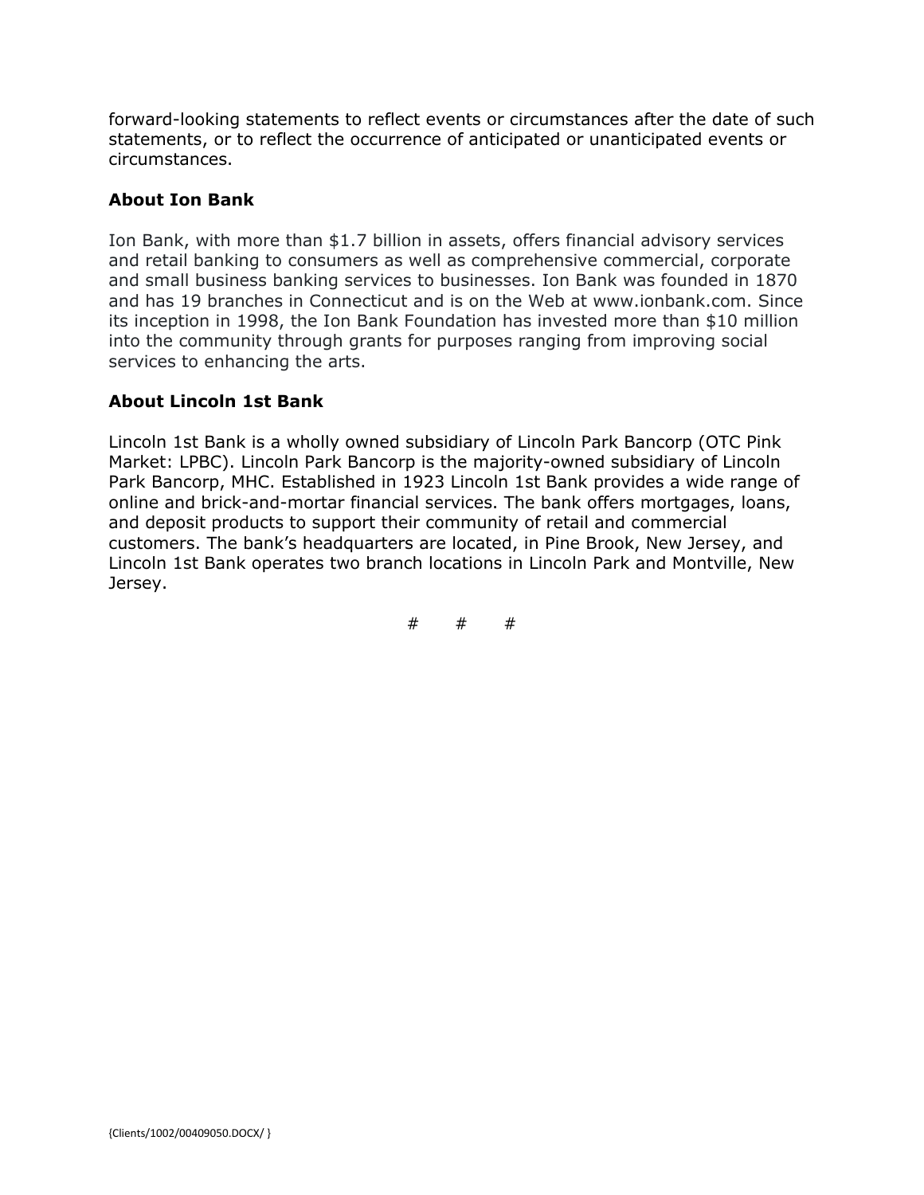forward-looking statements to reflect events or circumstances after the date of such statements, or to reflect the occurrence of anticipated or unanticipated events or circumstances.

**About Ion Bank**

Ion Bank, with more than $1.7 billion in assets, offers financial advisory services and retail banking to consumers as well as comprehensive commercial, corporate and small business banking services to businesses. Ion Bank was founded in 1870 and has 19 branches in Connecticut and is on the Web at www.ionbank.com. Since its inception in 1998, the Ion Bank Foundation has invested more than $10 million into the community through grants for purposes ranging from improving social services to enhancing the arts.

**About Lincoln 1st Bank**

Lincoln 1st Bank is a wholly owned subsidiary of Lincoln Park Bancorp (OTC Pink Market: LPBC). Lincoln Park Bancorp is the majority-owned subsidiary of Lincoln Park Bancorp, MHC. Established in 1923 Lincoln 1st Bank provides a wide range of online and brick-and-mortar financial services. The bank offers mortgages, loans, and deposit products to support their community of retail and commercial customers. The bank's headquarters are located, in Pine Brook, New Jersey, and Lincoln 1st Bank operates two branch locations in Lincoln Park and Montville, New Jersey.

# # #

{Clients/1002/00409050.DOCX/ }